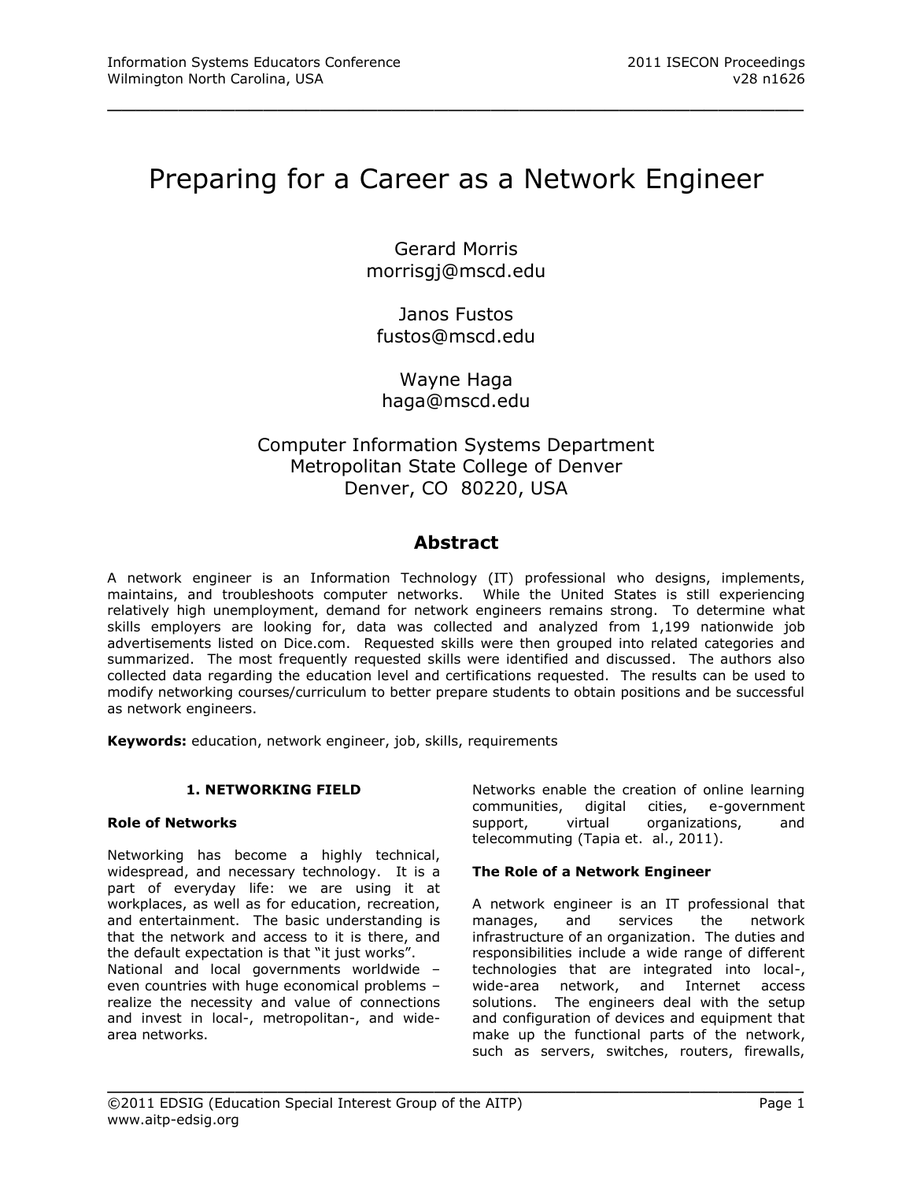# Preparing for a Career as a Network Engineer

Gerard Morris
morrisgj@mscd.edu

Janos Fustos
fustos@mscd.edu

Wayne Haga
haga@mscd.edu

Computer Information Systems Department
Metropolitan State College of Denver
Denver, CO 80220, USA

## Abstract

A network engineer is an Information Technology (IT) professional who designs, implements, maintains, and troubleshoots computer networks. While the United States is still experiencing relatively high unemployment, demand for network engineers remains strong. To determine what skills employers are looking for, data was collected and analyzed from 1,199 nationwide job advertisements listed on Dice.com. Requested skills were then grouped into related categories and summarized. The most frequently requested skills were identified and discussed. The authors also collected data regarding the education level and certifications requested. The results can be used to modify networking courses/curriculum to better prepare students to obtain positions and be successful as network engineers.

**Keywords:** education, network engineer, job, skills, requirements

## 1. NETWORKING FIELD

### Role of Networks

Networking has become a highly technical, widespread, and necessary technology. It is a part of everyday life: we are using it at workplaces, as well as for education, recreation, and entertainment. The basic understanding is that the network and access to it is there, and the default expectation is that "it just works".
National and local governments worldwide – even countries with huge economical problems – realize the necessity and value of connections and invest in local-, metropolitan-, and wide-area networks. Networks enable the creation of online learning communities, digital cities, e-government support, virtual organizations, and telecommuting (Tapia et. al., 2011).

### The Role of a Network Engineer

A network engineer is an IT professional that manages, and services the network infrastructure of an organization. The duties and responsibilities include a wide range of different technologies that are integrated into local-, wide-area network, and Internet access solutions. The engineers deal with the setup and configuration of devices and equipment that make up the functional parts of the network, such as servers, switches, routers, firewalls,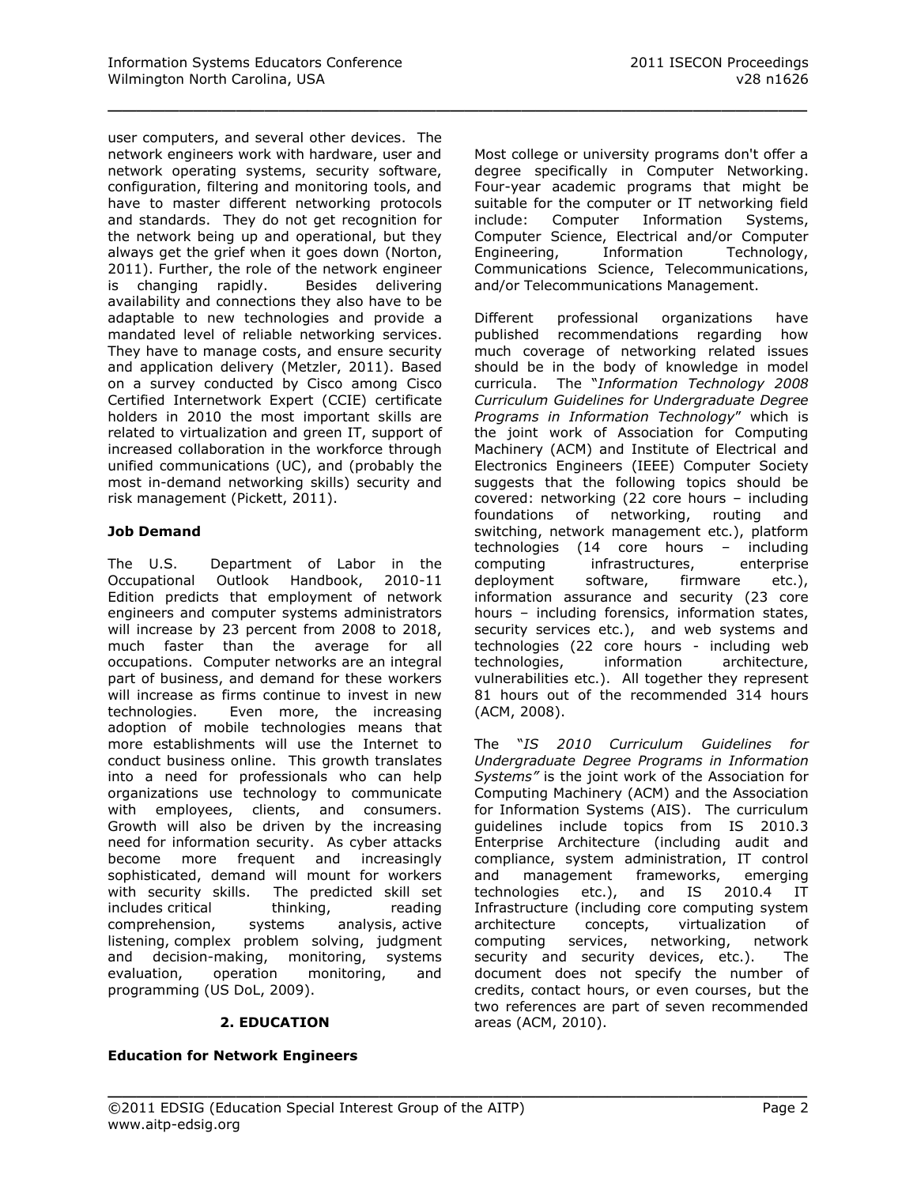user computers, and several other devices. The network engineers work with hardware, user and network operating systems, security software, configuration, filtering and monitoring tools, and have to master different networking protocols and standards. They do not get recognition for the network being up and operational, but they always get the grief when it goes down (Norton, 2011). Further, the role of the network engineer is changing rapidly. Besides delivering availability and connections they also have to be adaptable to new technologies and provide a mandated level of reliable networking services. They have to manage costs, and ensure security and application delivery (Metzler, 2011). Based on a survey conducted by Cisco among Cisco Certified Internetwork Expert (CCIE) certificate holders in 2010 the most important skills are related to virtualization and green IT, support of increased collaboration in the workforce through unified communications (UC), and (probably the most in-demand networking skills) security and risk management (Pickett, 2011).

**Job Demand**

The U.S. Department of Labor in the Occupational Outlook Handbook, 2010-11 Edition predicts that employment of network engineers and computer systems administrators will increase by 23 percent from 2008 to 2018, much faster than the average for all occupations. Computer networks are an integral part of business, and demand for these workers will increase as firms continue to invest in new technologies. Even more, the increasing adoption of mobile technologies means that more establishments will use the Internet to conduct business online. This growth translates into a need for professionals who can help organizations use technology to communicate with employees, clients, and consumers. Growth will also be driven by the increasing need for information security. As cyber attacks become more frequent and increasingly sophisticated, demand will mount for workers with security skills. The predicted skill set includes critical thinking, reading comprehension, systems analysis, active listening, complex problem solving, judgment and decision-making, monitoring, systems evaluation, operation monitoring, and programming (US DoL, 2009).

## 2. EDUCATION

**Education for Network Engineers**

Most college or university programs don't offer a degree specifically in Computer Networking. Four-year academic programs that might be suitable for the computer or IT networking field include: Computer Information Systems, Computer Science, Electrical and/or Computer Engineering, Information Technology, Communications Science, Telecommunications, and/or Telecommunications Management.

Different professional organizations have published recommendations regarding how much coverage of networking related issues should be in the body of knowledge in model curricula. The "*Information Technology 2008 Curriculum Guidelines for Undergraduate Degree Programs in Information Technology*" which is the joint work of Association for Computing Machinery (ACM) and Institute of Electrical and Electronics Engineers (IEEE) Computer Society suggests that the following topics should be covered: networking (22 core hours – including foundations of networking, routing and switching, network management etc.), platform technologies (14 core hours – including computing infrastructures, enterprise deployment software, firmware etc.), information assurance and security (23 core hours – including forensics, information states, security services etc.), and web systems and technologies (22 core hours - including web technologies, information architecture, vulnerabilities etc.). All together they represent 81 hours out of the recommended 314 hours (ACM, 2008).

The "*IS 2010 Curriculum Guidelines for Undergraduate Degree Programs in Information Systems"* is the joint work of the Association for Computing Machinery (ACM) and the Association for Information Systems (AIS). The curriculum guidelines include topics from IS 2010.3 Enterprise Architecture (including audit and compliance, system administration, IT control and management frameworks, emerging technologies etc.), and IS 2010.4 IT Infrastructure (including core computing system architecture concepts, virtualization of computing services, networking, network security and security devices, etc.). The document does not specify the number of credits, contact hours, or even courses, but the two references are part of seven recommended areas (ACM, 2010).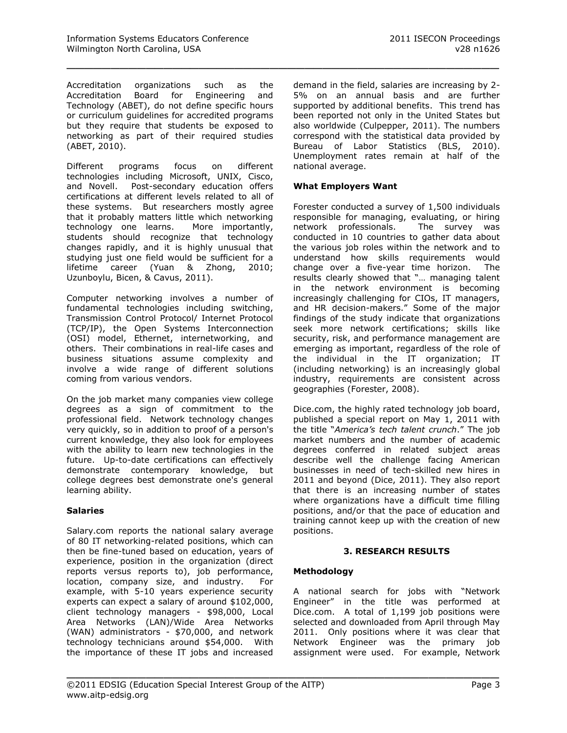Accreditation organizations such as the Accreditation Board for Engineering and Technology (ABET), do not define specific hours or curriculum guidelines for accredited programs but they require that students be exposed to networking as part of their required studies (ABET, 2010).

Different programs focus on different technologies including Microsoft, UNIX, Cisco, and Novell. Post-secondary education offers certifications at different levels related to all of these systems. But researchers mostly agree that it probably matters little which networking technology one learns. More importantly, students should recognize that technology changes rapidly, and it is highly unusual that studying just one field would be sufficient for a lifetime career (Yuan & Zhong, 2010; Uzunboylu, Bicen, & Cavus, 2011).

Computer networking involves a number of fundamental technologies including switching, Transmission Control Protocol/ Internet Protocol (TCP/IP), the Open Systems Interconnection (OSI) model, Ethernet, internetworking, and others. Their combinations in real-life cases and business situations assume complexity and involve a wide range of different solutions coming from various vendors.

On the job market many companies view college degrees as a sign of commitment to the professional field. Network technology changes very quickly, so in addition to proof of a person's current knowledge, they also look for employees with the ability to learn new technologies in the future. Up-to-date certifications can effectively demonstrate contemporary knowledge, but college degrees best demonstrate one's general learning ability.

### Salaries

Salary.com reports the national salary average of 80 IT networking-related positions, which can then be fine-tuned based on education, years of experience, position in the organization (direct reports versus reports to), job performance, location, company size, and industry. For example, with 5-10 years experience security experts can expect a salary of around $102,000, client technology managers - $98,000, Local Area Networks (LAN)/Wide Area Networks (WAN) administrators - $70,000, and network technology technicians around $54,000. With the importance of these IT jobs and increased demand in the field, salaries are increasing by 2-5% on an annual basis and are further supported by additional benefits. This trend has been reported not only in the United States but also worldwide (Culpepper, 2011). The numbers correspond with the statistical data provided by Bureau of Labor Statistics (BLS, 2010). Unemployment rates remain at half of the national average.

### What Employers Want

Forester conducted a survey of 1,500 individuals responsible for managing, evaluating, or hiring network professionals. The survey was conducted in 10 countries to gather data about the various job roles within the network and to understand how skills requirements would change over a five-year time horizon. The results clearly showed that "… managing talent in the network environment is becoming increasingly challenging for CIOs, IT managers, and HR decision-makers." Some of the major findings of the study indicate that organizations seek more network certifications; skills like security, risk, and performance management are emerging as important, regardless of the role of the individual in the IT organization; IT (including networking) is an increasingly global industry, requirements are consistent across geographies (Forester, 2008).

Dice.com, the highly rated technology job board, published a special report on May 1, 2011 with the title "*America's tech talent crunch*." The job market numbers and the number of academic degrees conferred in related subject areas describe well the challenge facing American businesses in need of tech-skilled new hires in 2011 and beyond (Dice, 2011). They also report that there is an increasing number of states where organizations have a difficult time filling positions, and/or that the pace of education and training cannot keep up with the creation of new positions.

## 3. RESEARCH RESULTS

### Methodology

A national search for jobs with "Network Engineer" in the title was performed at Dice.com. A total of 1,199 job positions were selected and downloaded from April through May 2011. Only positions where it was clear that Network Engineer was the primary job assignment were used. For example, Network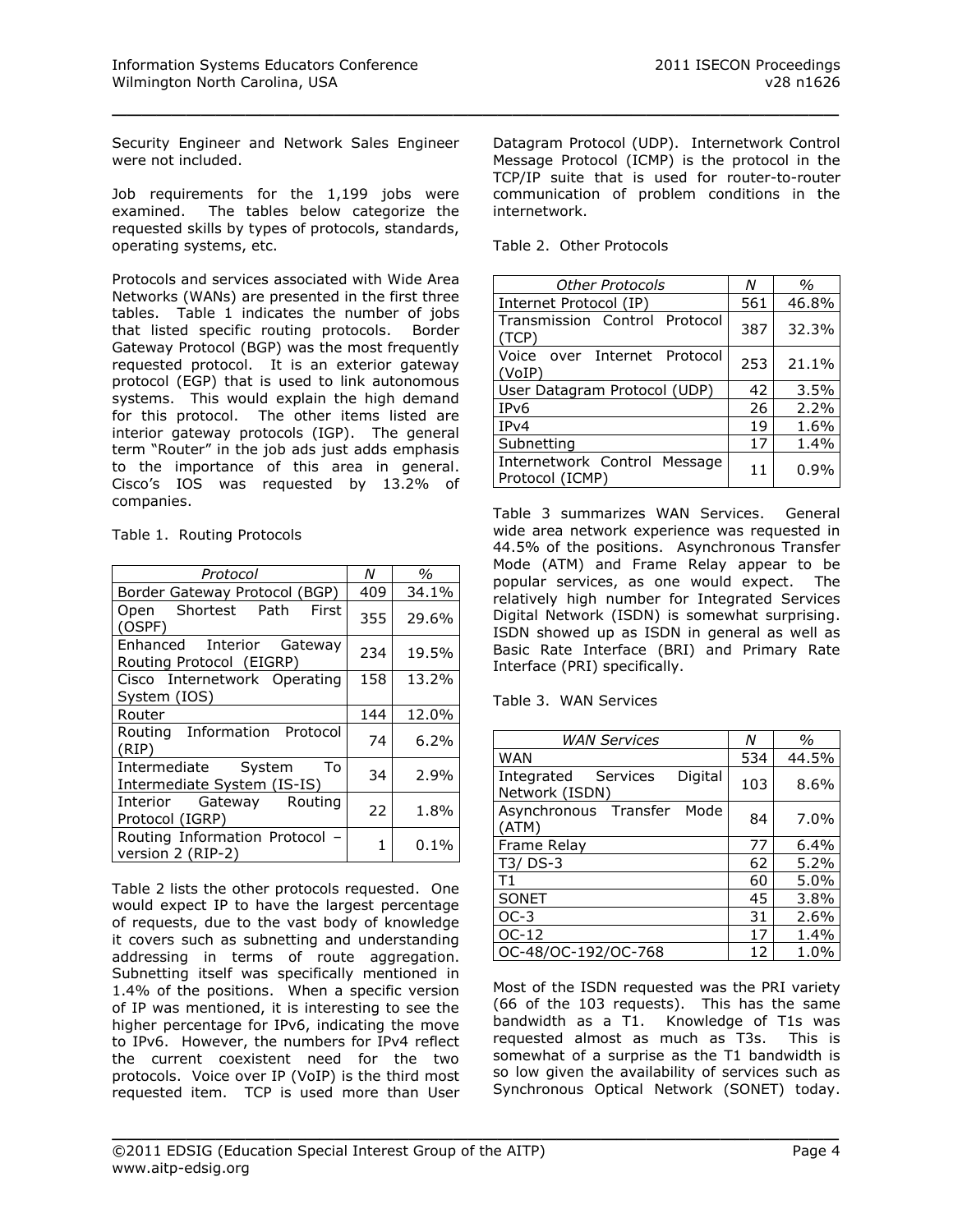Security Engineer and Network Sales Engineer were not included.

Job requirements for the 1,199 jobs were examined. The tables below categorize the requested skills by types of protocols, standards, operating systems, etc.

Protocols and services associated with Wide Area Networks (WANs) are presented in the first three tables. Table 1 indicates the number of jobs that listed specific routing protocols. Border Gateway Protocol (BGP) was the most frequently requested protocol. It is an exterior gateway protocol (EGP) that is used to link autonomous systems. This would explain the high demand for this protocol. The other items listed are interior gateway protocols (IGP). The general term "Router" in the job ads just adds emphasis to the importance of this area in general. Cisco's IOS was requested by 13.2% of companies.

Table 1. Routing Protocols

| *Protocol* | *N* | *%* |
|---|---|---|
| Border Gateway Protocol (BGP) | 409 | 34.1% |
| Open Shortest Path First (OSPF) | 355 | 29.6% |
| Enhanced Interior Gateway Routing Protocol (EIGRP) | 234 | 19.5% |
| Cisco Internetwork Operating System (IOS) | 158 | 13.2% |
| Router | 144 | 12.0% |
| Routing Information Protocol (RIP) | 74 | 6.2% |
| Intermediate System To Intermediate System (IS-IS) | 34 | 2.9% |
| Interior Gateway Routing Protocol (IGRP) | 22 | 1.8% |
| Routing Information Protocol – version 2 (RIP-2) | 1 | 0.1% |

Table 2 lists the other protocols requested. One would expect IP to have the largest percentage of requests, due to the vast body of knowledge it covers such as subnetting and understanding addressing in terms of route aggregation. Subnetting itself was specifically mentioned in 1.4% of the positions. When a specific version of IP was mentioned, it is interesting to see the higher percentage for IPv6, indicating the move to IPv6. However, the numbers for IPv4 reflect the current coexistent need for the two protocols. Voice over IP (VoIP) is the third most requested item. TCP is used more than User Datagram Protocol (UDP). Internetwork Control Message Protocol (ICMP) is the protocol in the TCP/IP suite that is used for router-to-router communication of problem conditions in the internetwork.

Table 2. Other Protocols

| *Other Protocols* | *N* | *%* |
|---|---|---|
| Internet Protocol (IP) | 561 | 46.8% |
| Transmission Control Protocol (TCP) | 387 | 32.3% |
| Voice over Internet Protocol (VoIP) | 253 | 21.1% |
| User Datagram Protocol (UDP) | 42 | 3.5% |
| IPv6 | 26 | 2.2% |
| IPv4 | 19 | 1.6% |
| Subnetting | 17 | 1.4% |
| Internetwork Control Message Protocol (ICMP) | 11 | 0.9% |

Table 3 summarizes WAN Services. General wide area network experience was requested in 44.5% of the positions. Asynchronous Transfer Mode (ATM) and Frame Relay appear to be popular services, as one would expect. The relatively high number for Integrated Services Digital Network (ISDN) is somewhat surprising. ISDN showed up as ISDN in general as well as Basic Rate Interface (BRI) and Primary Rate Interface (PRI) specifically.

Table 3. WAN Services

| *WAN Services* | *N* | *%* |
|---|---|---|
| WAN | 534 | 44.5% |
| Integrated Services Digital Network (ISDN) | 103 | 8.6% |
| Asynchronous Transfer Mode (ATM) | 84 | 7.0% |
| Frame Relay | 77 | 6.4% |
| T3/ DS-3 | 62 | 5.2% |
| T1 | 60 | 5.0% |
| SONET | 45 | 3.8% |
| OC-3 | 31 | 2.6% |
| OC-12 | 17 | 1.4% |
| OC-48/OC-192/OC-768 | 12 | 1.0% |

Most of the ISDN requested was the PRI variety (66 of the 103 requests). This has the same bandwidth as a T1. Knowledge of T1s was requested almost as much as T3s. This is somewhat of a surprise as the T1 bandwidth is so low given the availability of services such as Synchronous Optical Network (SONET) today.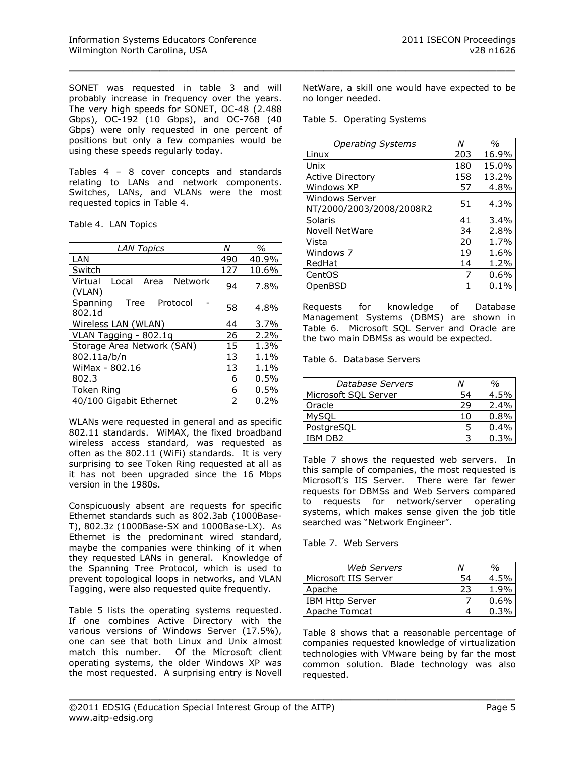SONET was requested in table 3 and will probably increase in frequency over the years. The very high speeds for SONET, OC-48 (2.488 Gbps), OC-192 (10 Gbps), and OC-768 (40 Gbps) were only requested in one percent of positions but only a few companies would be using these speeds regularly today.

Tables 4 – 8 cover concepts and standards relating to LANs and network components. Switches, LANs, and VLANs were the most requested topics in Table 4.

Table 4. LAN Topics

| *LAN Topics* | *N* | *%* |
|---|---|---|
| LAN | 490 | 40.9% |
| Switch | 127 | 10.6% |
| Virtual Local Area Network (VLAN) | 94 | 7.8% |
| Spanning Tree Protocol - 802.1d | 58 | 4.8% |
| Wireless LAN (WLAN) | 44 | 3.7% |
| VLAN Tagging - 802.1q | 26 | 2.2% |
| Storage Area Network (SAN) | 15 | 1.3% |
| 802.11a/b/n | 13 | 1.1% |
| WiMax - 802.16 | 13 | 1.1% |
| 802.3 | 6 | 0.5% |
| Token Ring | 6 | 0.5% |
| 40/100 Gigabit Ethernet | 2 | 0.2% |

WLANs were requested in general and as specific 802.11 standards. WiMAX, the fixed broadband wireless access standard, was requested as often as the 802.11 (WiFi) standards. It is very surprising to see Token Ring requested at all as it has not been upgraded since the 16 Mbps version in the 1980s.

Conspicuously absent are requests for specific Ethernet standards such as 802.3ab (1000Base-T), 802.3z (1000Base-SX and 1000Base-LX). As Ethernet is the predominant wired standard, maybe the companies were thinking of it when they requested LANs in general. Knowledge of the Spanning Tree Protocol, which is used to prevent topological loops in networks, and VLAN Tagging, were also requested quite frequently.

Table 5 lists the operating systems requested. If one combines Active Directory with the various versions of Windows Server (17.5%), one can see that both Linux and Unix almost match this number. Of the Microsoft client operating systems, the older Windows XP was the most requested. A surprising entry is Novell NetWare, a skill one would have expected to be no longer needed.

Table 5. Operating Systems

| *Operating Systems* | *N* | *%* |
|---|---|---|
| Linux | 203 | 16.9% |
| Unix | 180 | 15.0% |
| Active Directory | 158 | 13.2% |
| Windows XP | 57 | 4.8% |
| Windows Server NT/2000/2003/2008/2008R2 | 51 | 4.3% |
| Solaris | 41 | 3.4% |
| Novell NetWare | 34 | 2.8% |
| Vista | 20 | 1.7% |
| Windows 7 | 19 | 1.6% |
| RedHat | 14 | 1.2% |
| CentOS | 7 | 0.6% |
| OpenBSD | 1 | 0.1% |

Requests for knowledge of Database Management Systems (DBMS) are shown in Table 6. Microsoft SQL Server and Oracle are the two main DBMSs as would be expected.

Table 6. Database Servers

| *Database Servers* | *N* | *%* |
|---|---|---|
| Microsoft SQL Server | 54 | 4.5% |
| Oracle | 29 | 2.4% |
| MySQL | 10 | 0.8% |
| PostgreSQL | 5 | 0.4% |
| IBM DB2 | 3 | 0.3% |

Table 7 shows the requested web servers. In this sample of companies, the most requested is Microsoft's IIS Server. There were far fewer requests for DBMSs and Web Servers compared to requests for network/server operating systems, which makes sense given the job title searched was "Network Engineer".

Table 7. Web Servers

| *Web Servers* | *N* | *%* |
|---|---|---|
| Microsoft IIS Server | 54 | 4.5% |
| Apache | 23 | 1.9% |
| IBM Http Server | 7 | 0.6% |
| Apache Tomcat | 4 | 0.3% |

Table 8 shows that a reasonable percentage of companies requested knowledge of virtualization technologies with VMware being by far the most common solution. Blade technology was also requested.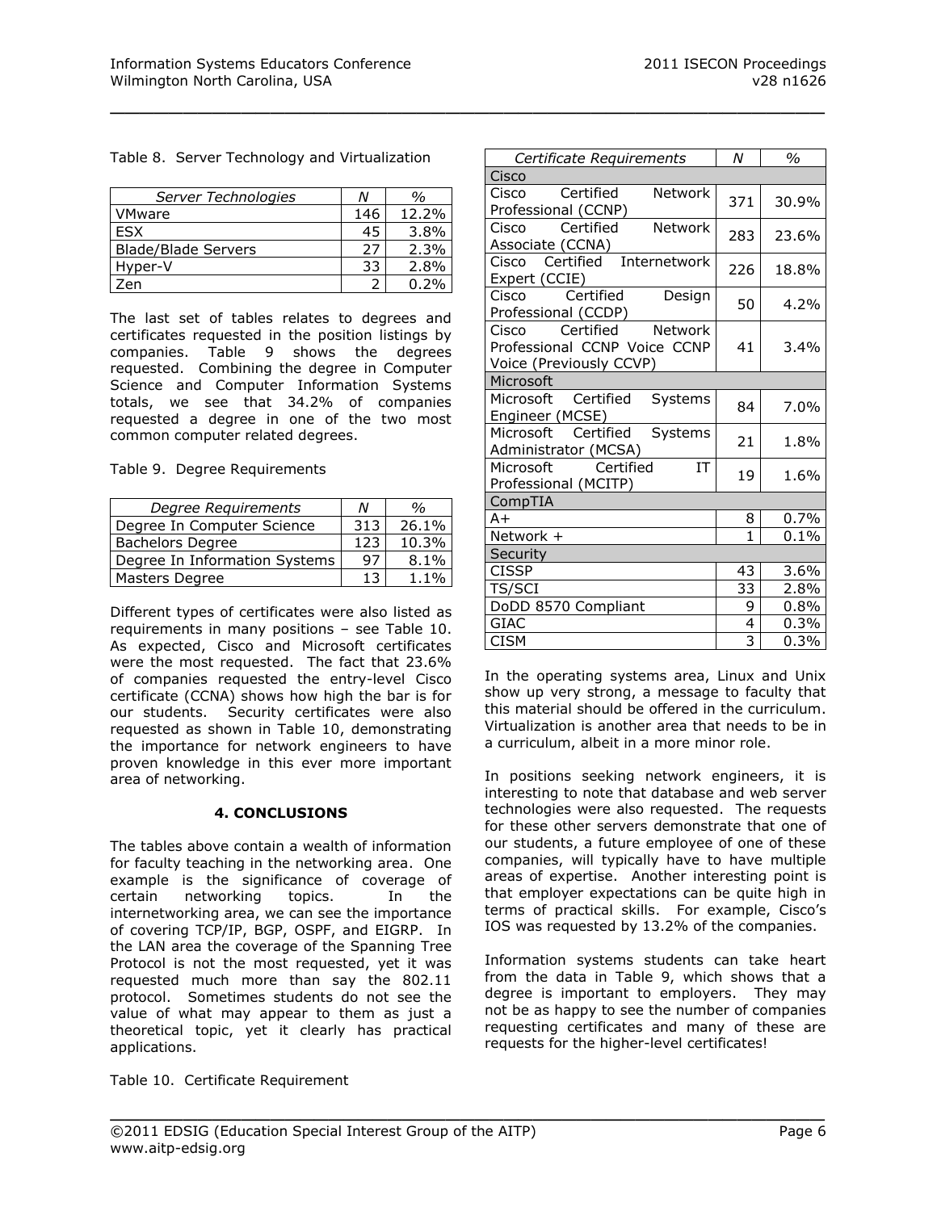Table 8. Server Technology and Virtualization

| *Server Technologies* | *N* | *%* |
|---|---|---|
| VMware | 146 | 12.2% |
| ESX | 45 | 3.8% |
| Blade/Blade Servers | 27 | 2.3% |
| Hyper-V | 33 | 2.8% |
| Zen | 2 | 0.2% |

The last set of tables relates to degrees and certificates requested in the position listings by companies. Table 9 shows the degrees requested. Combining the degree in Computer Science and Computer Information Systems totals, we see that 34.2% of companies requested a degree in one of the two most common computer related degrees.

Table 9. Degree Requirements

| *Degree Requirements* | *N* | *%* |
|---|---|---|
| Degree In Computer Science | 313 | 26.1% |
| Bachelors Degree | 123 | 10.3% |
| Degree In Information Systems | 97 | 8.1% |
| Masters Degree | 13 | 1.1% |

Different types of certificates were also listed as requirements in many positions – see Table 10. As expected, Cisco and Microsoft certificates were the most requested. The fact that 23.6% of companies requested the entry-level Cisco certificate (CCNA) shows how high the bar is for our students. Security certificates were also requested as shown in Table 10, demonstrating the importance for network engineers to have proven knowledge in this ever more important area of networking.

## 4. CONCLUSIONS

The tables above contain a wealth of information for faculty teaching in the networking area. One example is the significance of coverage of certain networking topics. In the internetworking area, we can see the importance of covering TCP/IP, BGP, OSPF, and EIGRP. In the LAN area the coverage of the Spanning Tree Protocol is not the most requested, yet it was requested much more than say the 802.11 protocol. Sometimes students do not see the value of what may appear to them as just a theoretical topic, yet it clearly has practical applications.

Table 10. Certificate Requirement

| *Certificate Requirements* | *N* | *%* |
|---|---|---|
| Cisco | | |
| Cisco Certified Network Professional (CCNP) | 371 | 30.9% |
| Cisco Certified Network Associate (CCNA) | 283 | 23.6% |
| Cisco Certified Internetwork Expert (CCIE) | 226 | 18.8% |
| Cisco Certified Design Professional (CCDP) | 50 | 4.2% |
| Cisco Certified Network Professional CCNP Voice CCNP Voice (Previously CCVP) | 41 | 3.4% |
| Microsoft | | |
| Microsoft Certified Systems Engineer (MCSE) | 84 | 7.0% |
| Microsoft Certified Systems Administrator (MCSA) | 21 | 1.8% |
| Microsoft Certified IT Professional (MCITP) | 19 | 1.6% |
| CompTIA | | |
| A+ | 8 | 0.7% |
| Network + | 1 | 0.1% |
| Security | | |
| CISSP | 43 | 3.6% |
| TS/SCI | 33 | 2.8% |
| DoDD 8570 Compliant | 9 | 0.8% |
| GIAC | 4 | 0.3% |
| CISM | 3 | 0.3% |

In the operating systems area, Linux and Unix show up very strong, a message to faculty that this material should be offered in the curriculum. Virtualization is another area that needs to be in a curriculum, albeit in a more minor role.

In positions seeking network engineers, it is interesting to note that database and web server technologies were also requested. The requests for these other servers demonstrate that one of our students, a future employee of one of these companies, will typically have to have multiple areas of expertise. Another interesting point is that employer expectations can be quite high in terms of practical skills. For example, Cisco's IOS was requested by 13.2% of the companies.

Information systems students can take heart from the data in Table 9, which shows that a degree is important to employers. They may not be as happy to see the number of companies requesting certificates and many of these are requests for the higher-level certificates!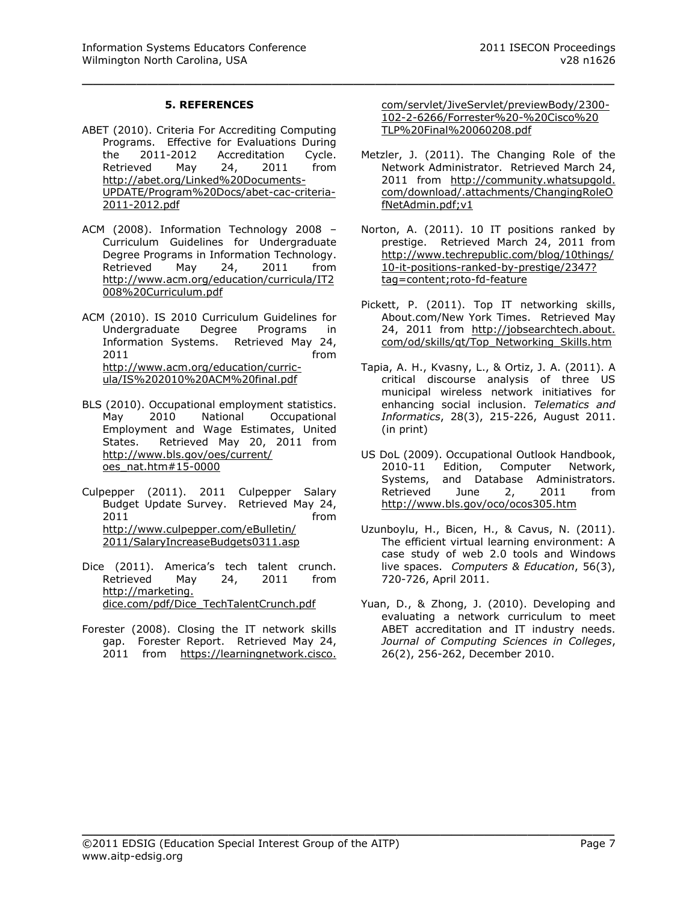## 5. REFERENCES

ABET (2010). Criteria For Accrediting Computing Programs. Effective for Evaluations During the 2011-2012 Accreditation Cycle. Retrieved May 24, 2011 from http://abet.org/Linked%20Documents-UPDATE/Program%20Docs/abet-cac-criteria-2011-2012.pdf

ACM (2008). Information Technology 2008 – Curriculum Guidelines for Undergraduate Degree Programs in Information Technology. Retrieved May 24, 2011 from http://www.acm.org/education/curricula/IT2008%20Curriculum.pdf

ACM (2010). IS 2010 Curriculum Guidelines for Undergraduate Degree Programs in Information Systems. Retrieved May 24, 2011 from http://www.acm.org/education/curricula/IS%202010%20ACM%20final.pdf

BLS (2010). Occupational employment statistics. May 2010 National Occupational Employment and Wage Estimates, United States. Retrieved May 20, 2011 from http://www.bls.gov/oes/current/oes_nat.htm#15-0000

Culpepper (2011). 2011 Culpepper Salary Budget Update Survey. Retrieved May 24, 2011 from http://www.culpepper.com/eBulletin/2011/SalaryIncreaseBudgets0311.asp

Dice (2011). America's tech talent crunch. Retrieved May 24, 2011 from http://marketing.dice.com/pdf/Dice_TechTalentCrunch.pdf

Forester (2008). Closing the IT network skills gap. Forester Report. Retrieved May 24, 2011 from https://learningnetwork.cisco.com/servlet/JiveServlet/previewBody/2300-102-2-6266/Forrester%20-%20Cisco%20TLP%20Final%20060208.pdf

Metzler, J. (2011). The Changing Role of the Network Administrator. Retrieved March 24, 2011 from http://community.whatsupgold.com/download/.attachments/ChangingRoleOfNetAdmin.pdf;v1

Norton, A. (2011). 10 IT positions ranked by prestige. Retrieved March 24, 2011 from http://www.techrepublic.com/blog/10things/10-it-positions-ranked-by-prestige/2347?tag=content;roto-fd-feature

Pickett, P. (2011). Top IT networking skills, About.com/New York Times. Retrieved May 24, 2011 from http://jobsearchtech.about.com/od/skills/qt/Top_Networking_Skills.htm

Tapia, A. H., Kvasny, L., & Ortiz, J. A. (2011). A critical discourse analysis of three US municipal wireless network initiatives for enhancing social inclusion. *Telematics and Informatics*, 28(3), 215-226, August 2011. (in print)

US DoL (2009). Occupational Outlook Handbook, 2010-11 Edition, Computer Network, Systems, and Database Administrators. Retrieved June 2, 2011 from http://www.bls.gov/oco/ocos305.htm

Uzunboylu, H., Bicen, H., & Cavus, N. (2011). The efficient virtual learning environment: A case study of web 2.0 tools and Windows live spaces. *Computers & Education*, 56(3), 720-726, April 2011.

Yuan, D., & Zhong, J. (2010). Developing and evaluating a network curriculum to meet ABET accreditation and IT industry needs. *Journal of Computing Sciences in Colleges*, 26(2), 256-262, December 2010.